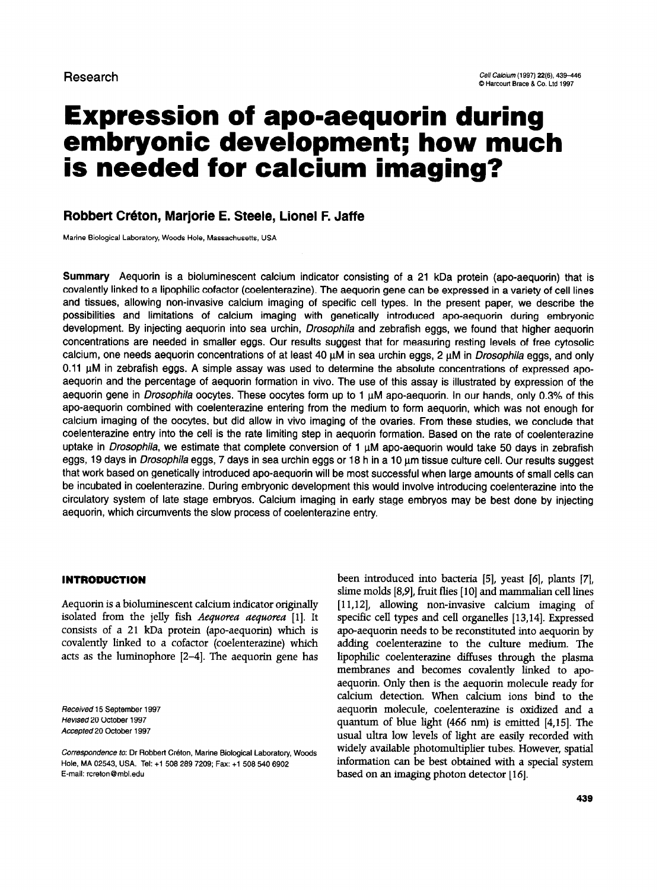Research

# Expression of apo-aequorin during embryonic development; how much is needed for calcium imaging?

**Robbert Créton, Marjorie E. Steele, Lionel F. Jaffe**

Marine Biological Laboratory, Woods Hole, Massachusetts, USA

**Summary** Aequorin is a bioluminescent calcium indicator consisting of a 21 kDa protein (apo-aequorin) that is covalently linked to a lipophilic cofactor (coelenterazine). The aequorin gene can be expressed in a variety of cell lines and tissues, allowing non-invasive calcium imaging of specific cell types. In the present paper, we describe the possibilities and limitations of calcium imaging with genetically introduced apo-aequorin during embryonic development. By injecting aequorin into sea urchin, *Drosophila* and zebrafish eggs, we found that higher aequorin concentrations are needed in smaller eggs. Our results suggest that for measuring resting levels of free cytosolic calcium, one needs aequorin concentrations of at least 40 µM in sea urchin eggs, 2 µM in *Drosophila* eggs, and only 0.11 µM in zebrafish eggs. A simple assay was used to determine the absolute concentrations of expressed apo-aequorin and the percentage of aequorin formation in vivo. The use of this assay is illustrated by expression of the aequorin gene in *Drosophila* oocytes. These oocytes form up to 1 µM apo-aequorin. In our hands, only 0.3% of this apo-aequorin combined with coelenterazine entering from the medium to form aequorin, which was not enough for calcium imaging of the oocytes, but did allow in vivo imaging of the ovaries. From these studies, we conclude that coelenterazine entry into the cell is the rate limiting step in aequorin formation. Based on the rate of coelenterazine uptake in *Drosophila*, we estimate that complete conversion of 1 µM apo-aequorin would take 50 days in zebrafish eggs, 19 days in *Drosophila* eggs, 7 days in sea urchin eggs or 18 h in a 10 µm tissue culture cell. Our results suggest that work based on genetically introduced apo-aequorin will be most successful when large amounts of small cells can be incubated in coelenterazine. During embryonic development this would involve introducing coelenterazine into the circulatory system of late stage embryos. Calcium imaging in early stage embryos may be best done by injecting aequorin, which circumvents the slow process of coelenterazine entry.

## INTRODUCTION

Aequorin is a bioluminescent calcium indicator originally isolated from the jelly fish *Aequorea aequorea* [1]. It consists of a 21 kDa protein (apo-aequorin) which is covalently linked to a cofactor (coelenterazine) which acts as the luminophore [2–4]. The aequorin gene has been introduced into bacteria [5], yeast [6], plants [7], slime molds [8,9], fruit flies [10] and mammalian cell lines [11,12], allowing non-invasive calcium imaging of specific cell types and cell organelles [13,14]. Expressed apo-aequorin needs to be reconstituted into aequorin by adding coelenterazine to the culture medium. The lipophilic coelenterazine diffuses through the plasma membranes and becomes covalently linked to apo-aequorin. Only then is the aequorin molecule ready for calcium detection. When calcium ions bind to the aequorin molecule, coelenterazine is oxidized and a quantum of blue light (466 nm) is emitted [4,15]. The usual ultra low levels of light are easily recorded with widely available photomultiplier tubes. However, spatial information can be best obtained with a special system based on an imaging photon detector [16].

Received 15 September 1997
Revised 20 October 1997
Accepted 20 October 1997

Correspondence to: Dr Robbert Créton, Marine Biological Laboratory, Woods Hole, MA 02543, USA. Tel: +1 508 289 7209; Fax: +1 508 540 6902
E-mail: rcreton@mbl.edu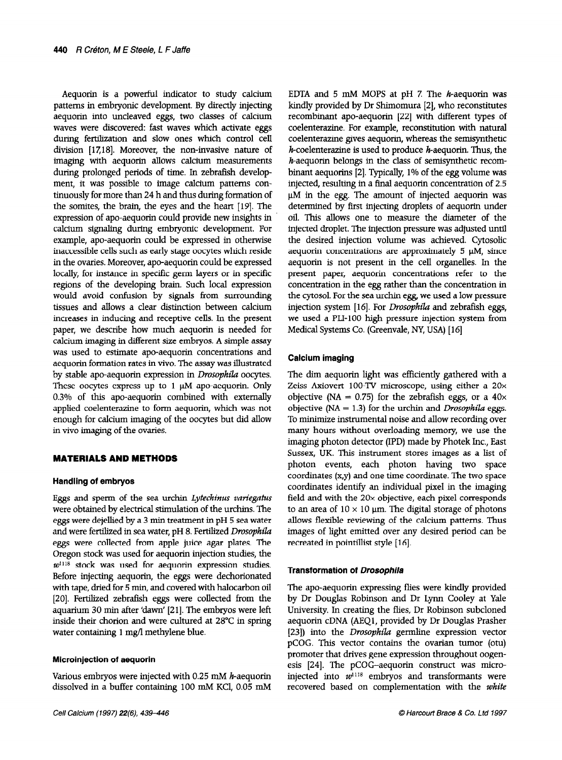Aequorin is a powerful indicator to study calcium patterns in embryonic development. By directly injecting aequorin into uncleaved eggs, two classes of calcium waves were discovered: fast waves which activate eggs during fertilization and slow ones which control cell division [17,18]. Moreover, the non-invasive nature of imaging with aequorin allows calcium measurements during prolonged periods of time. In zebrafish development, it was possible to image calcium patterns continuously for more than 24 h and thus during formation of the somites, the brain, the eyes and the heart [19]. The expression of apo-aequorin could provide new insights in calcium signaling during embryonic development. For example, apo-aequorin could be expressed in otherwise inaccessible cells such as early stage oocytes which reside in the ovaries. Moreover, apo-aequorin could be expressed locally, for instance in specific germ layers or in specific regions of the developing brain. Such local expression would avoid confusion by signals from surrounding tissues and allows a clear distinction between calcium increases in inducing and receptive cells. In the present paper, we describe how much aequorin is needed for calcium imaging in different size embryos. A simple assay was used to estimate apo-aequorin concentrations and aequorin formation rates in vivo. The assay was illustrated by stable apo-aequorin expression in *Drosophila* oocytes. These oocytes express up to 1 μM apo-aequorin. Only 0.3% of this apo-aequorin combined with externally applied coelenterazine to form aequorin, which was not enough for calcium imaging of the oocytes but did allow in vivo imaging of the ovaries.

## MATERIALS AND METHODS

### Handling of embryos

Eggs and sperm of the sea urchin *Lytechinus variegatus* were obtained by electrical stimulation of the urchins. The eggs were dejellied by a 3 min treatment in pH 5 sea water and were fertilized in sea water, pH 8. Fertilized *Drosophila* eggs were collected from apple juice agar plates. The Oregon stock was used for aequorin injection studies, the $w^{1118}$ stock was used for aequorin expression studies. Before injecting aequorin, the eggs were dechorionated with tape, dried for 5 min, and covered with halocarbon oil [20]. Fertilized zebrafish eggs were collected from the aquarium 30 min after 'dawn' [21]. The embryos were left inside their chorion and were cultured at 28°C in spring water containing 1 mg/l methylene blue.

### Microinjection of aequorin

Various embryos were injected with 0.25 mM *h*-aequorin dissolved in a buffer containing 100 mM KCl, 0.05 mM EDTA and 5 mM MOPS at pH 7. The *h*-aequorin was kindly provided by Dr Shimomura [2], who reconstitutes recombinant apo-aequorin [22] with different types of coelenterazine. For example, reconstitution with natural coelenterazine gives aequorin, whereas the semisynthetic *h*-coelenterazine is used to produce *h*-aequorin. Thus, the *h*-aequorin belongs in the class of semisynthetic recombinant aequorins [2]. Typically, 1% of the egg volume was injected, resulting in a final aequorin concentration of 2.5 μM in the egg. The amount of injected aequorin was determined by first injecting droplets of aequorin under oil. This allows one to measure the diameter of the injected droplet. The injection pressure was adjusted until the desired injection volume was achieved. Cytosolic aequorin concentrations are approximately 5 μM, since aequorin is not present in the cell organelles. In the present paper, aequorin concentrations refer to the concentration in the egg rather than the concentration in the cytosol. For the sea urchin egg, we used a low pressure injection system [16]. For *Drosophila* and zebrafish eggs, we used a PLI-100 high pressure injection system from Medical Systems Co. (Greenvale, NY, USA) [16]

### Calcium imaging

The dim aequorin light was efficiently gathered with a Zeiss Axiovert 100-TV microscope, using either a 20× objective (NA = 0.75) for the zebrafish eggs, or a 40× objective (NA = 1.3) for the urchin and *Drosophila* eggs. To minimize instrumental noise and allow recording over many hours without overloading memory, we use the imaging photon detector (IPD) made by Photek Inc., East Sussex, UK. This instrument stores images as a list of photon events, each photon having two space coordinates (x,y) and one time coordinate. The two space coordinates identify an individual pixel in the imaging field and with the 20× objective, each pixel corresponds to an area of 10 × 10 μm. The digital storage of photons allows flexible reviewing of the calcium patterns. Thus images of light emitted over any desired period can be recreated in pointillist style [16].

### Transformation of *Drosophila*

The apo-aequorin expressing flies were kindly provided by Dr Douglas Robinson and Dr Lynn Cooley at Yale University. In creating the flies, Dr Robinson subcloned aequorin cDNA (AEQ1, provided by Dr Douglas Prasher [23]) into the *Drosophila* germline expression vector pCOG. This vector contains the ovarian tumor (otu) promoter that drives gene expression throughout oogenesis [24]. The pCOG–aequorin construct was microinjected into $w^{1118}$ embryos and transformants were recovered based on complementation with the *white*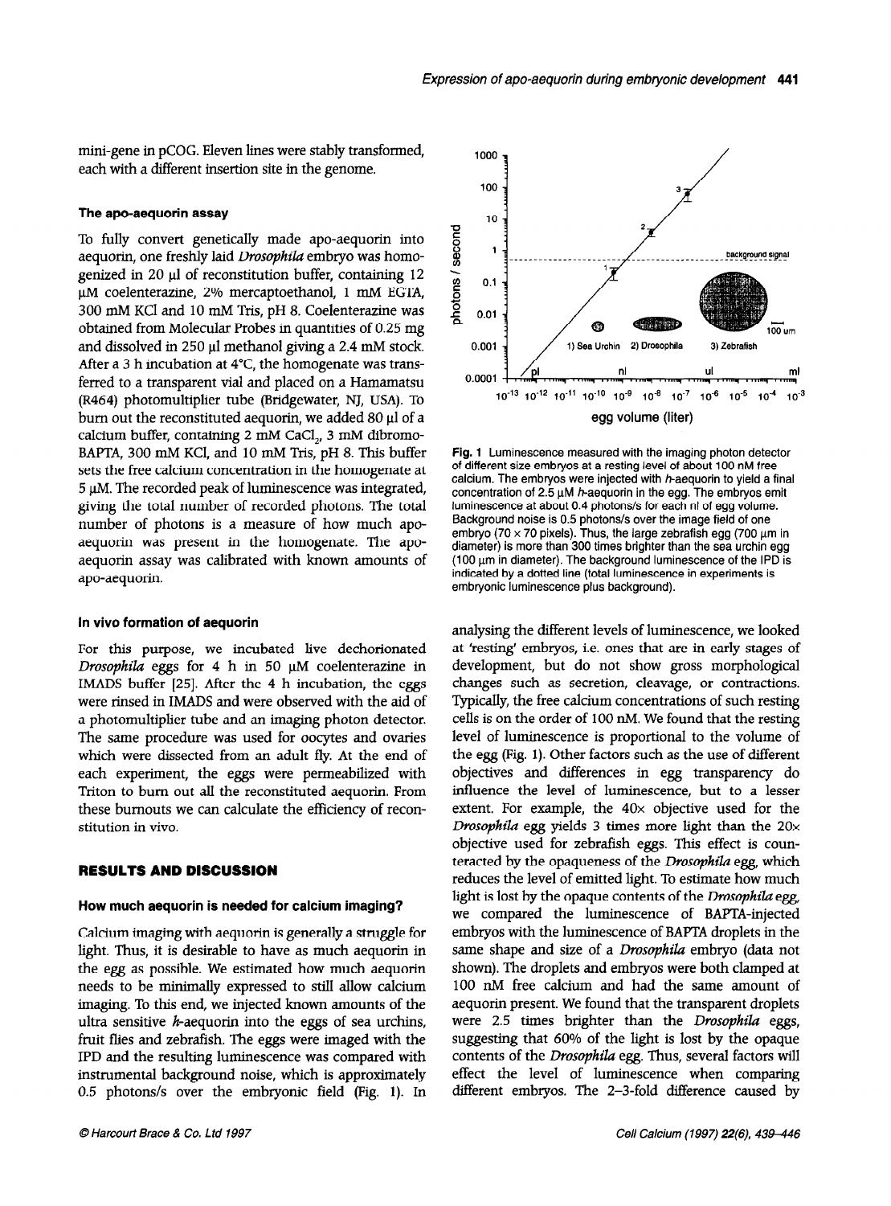mini-gene in pCOG. Eleven lines were stably transformed, each with a different insertion site in the genome.

### The apo-aequorin assay

To fully convert genetically made apo-aequorin into aequorin, one freshly laid *Drosophila* embryo was homogenized in 20 µl of reconstitution buffer, containing 12 µM coelenterazine, 2% mercaptoethanol, 1 mM EGTA, 300 mM KCl and 10 mM Tris, pH 8. Coelenterazine was obtained from Molecular Probes in quantities of 0.25 mg and dissolved in 250 µl methanol giving a 2.4 mM stock. After a 3 h incubation at 4°C, the homogenate was transferred to a transparent vial and placed on a Hamamatsu (R464) photomultiplier tube (Bridgewater, NJ, USA). To burn out the reconstituted aequorin, we added 80 µl of a calcium buffer, containing 2 mM $CaCl_2$, 3 mM dibromo-BAPTA, 300 mM KCl, and 10 mM Tris, pH 8. This buffer sets the free calcium concentration in the homogenate at 5 µM. The recorded peak of luminescence was integrated, giving the total number of recorded photons. The total number of photons is a measure of how much apo-aequorin was present in the homogenate. The apo-aequorin assay was calibrated with known amounts of apo-aequorin.

### In vivo formation of aequorin

For this purpose, we incubated live dechorionated *Drosophila* eggs for 4 h in 50 µM coelenterazine in IMADS buffer [25]. After the 4 h incubation, the eggs were rinsed in IMADS and were observed with the aid of a photomultiplier tube and an imaging photon detector. The same procedure was used for oocytes and ovaries which were dissected from an adult fly. At the end of each experiment, the eggs were permeabilized with Triton to burn out all the reconstituted aequorin. From these burnouts we can calculate the efficiency of reconstitution in vivo.

## RESULTS AND DISCUSSION

### How much aequorin is needed for calcium imaging?

Calcium imaging with aequorin is generally a struggle for light. Thus, it is desirable to have as much aequorin in the egg as possible. We estimated how much aequorin needs to be minimally expressed to still allow calcium imaging. To this end, we injected known amounts of the ultra sensitive *h*-aequorin into the eggs of sea urchins, fruit flies and zebrafish. The eggs were imaged with the IPD and the resulting luminescence was compared with instrumental background noise, which is approximately 0.5 photons/s over the embryonic field (Fig. 1). In analysing the different levels of luminescence, we looked at 'resting' embryos, i.e. ones that are in early stages of development, but do not show gross morphological changes such as secretion, cleavage, or contractions. Typically, the free calcium concentrations of such resting cells is on the order of 100 nM. We found that the resting level of luminescence is proportional to the volume of the egg (Fig. 1). Other factors such as the use of different objectives and differences in egg transparency do influence the level of luminescence, but to a lesser extent. For example, the 40× objective used for the *Drosophila* egg yields 3 times more light than the 20× objective used for zebrafish eggs. This effect is counteracted by the opaqueness of the *Drosophila* egg, which reduces the level of emitted light. To estimate how much light is lost by the opaque contents of the *Drosophila* egg, we compared the luminescence of BAPTA-injected embryos with the luminescence of BAPTA droplets in the same shape and size of a *Drosophila* embryo (data not shown). The droplets and embryos were both clamped at 100 nM free calcium and had the same amount of aequorin present. We found that the transparent droplets were 2.5 times brighter than the *Drosophila* eggs, suggesting that 60% of the light is lost by the opaque contents of the *Drosophila* egg. Thus, several factors will effect the level of luminescence when comparing different embryos. The 2–3-fold difference caused by

**Fig. 1** Luminescence measured with the imaging photon detector of different size embryos at a resting level of about 100 nM free calcium. The embryos were injected with *h*-aequorin to yield a final concentration of 2.5 µM *h*-aequorin in the egg. The embryos emit luminescence at about 0.4 photons/s for each nl of egg volume. Background noise is 0.5 photons/s over the image field of one embryo (70 × 70 pixels). Thus, the large zebrafish egg (700 µm in diameter) is more than 300 times brighter than the sea urchin egg (100 µm in diameter). The background luminescence of the IPD is indicated by a dotted line (total luminescence in experiments is embryonic luminescence plus background).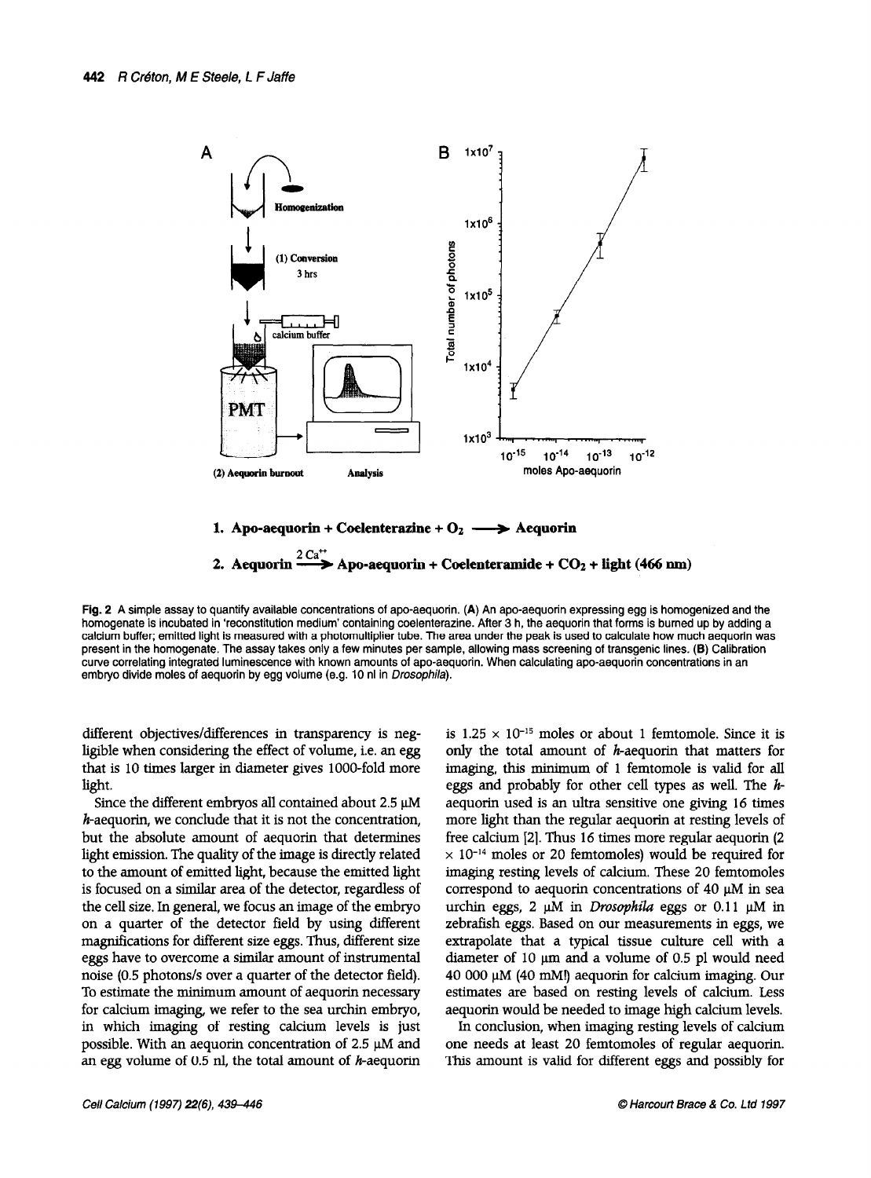1. **Apo-aequorin + Coelenterazine + $O_2$ ⟶ Aequorin**

2. **Aequorin $\xrightarrow{2\,Ca^{++}}$ Apo-aequorin + Coelenteramide + $CO_2$ + light (466 nm)**

**Fig. 2** A simple assay to quantify available concentrations of apo-aequorin. **(A)** An apo-aequorin expressing egg is homogenized and the homogenate is incubated in 'reconstitution medium' containing coelenterazine. After 3 h, the aequorin that forms is burned up by adding a calcium buffer; emitted light is measured with a photomultiplier tube. The area under the peak is used to calculate how much aequorin was present in the homogenate. The assay takes only a few minutes per sample, allowing mass screening of transgenic lines. **(B)** Calibration curve correlating integrated luminescence with known amounts of apo-aequorin. When calculating apo-aequorin concentrations in an embryo divide moles of aequorin by egg volume (e.g. 10 nl in *Drosophila*).

different objectives/differences in transparency is negligible when considering the effect of volume, i.e. an egg that is 10 times larger in diameter gives 1000-fold more light.

Since the different embryos all contained about 2.5 μM *h*-aequorin, we conclude that it is not the concentration, but the absolute amount of aequorin that determines light emission. The quality of the image is directly related to the amount of emitted light, because the emitted light is focused on a similar area of the detector, regardless of the cell size. In general, we focus an image of the embryo on a quarter of the detector field by using different magnifications for different size eggs. Thus, different size eggs have to overcome a similar amount of instrumental noise (0.5 photons/s over a quarter of the detector field). To estimate the minimum amount of aequorin necessary for calcium imaging, we refer to the sea urchin embryo, in which imaging of resting calcium levels is just possible. With an aequorin concentration of 2.5 μM and an egg volume of 0.5 nl, the total amount of *h*-aequorin is $1.25 \times 10^{-15}$ moles or about 1 femtomole. Since it is only the total amount of *h*-aequorin that matters for imaging, this minimum of 1 femtomole is valid for all eggs and probably for other cell types as well. The *h*-aequorin used is an ultra sensitive one giving 16 times more light than the regular aequorin at resting levels of free calcium [2]. Thus 16 times more regular aequorin (2 $\times 10^{-14}$ moles or 20 femtomoles) would be required for imaging resting levels of calcium. These 20 femtomoles correspond to aequorin concentrations of 40 μM in sea urchin eggs, 2 μM in *Drosophila* eggs or 0.11 μM in zebrafish eggs. Based on our measurements in eggs, we extrapolate that a typical tissue culture cell with a diameter of 10 μm and a volume of 0.5 pl would need 40 000 μM (40 mM!) aequorin for calcium imaging. Our estimates are based on resting levels of calcium. Less aequorin would be needed to image high calcium levels.

In conclusion, when imaging resting levels of calcium one needs at least 20 femtomoles of regular aequorin. This amount is valid for different eggs and possibly for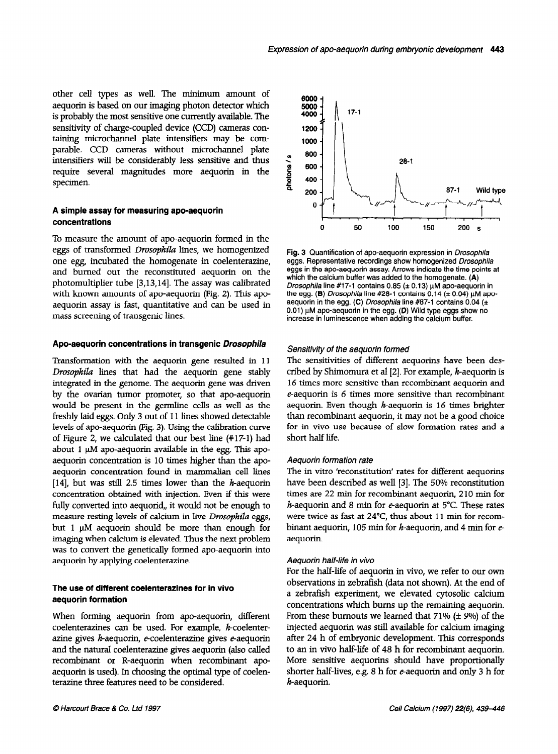other cell types as well. The minimum amount of aequorin is based on our imaging photon detector which is probably the most sensitive one currently available. The sensitivity of charge-coupled device (CCD) cameras containing microchannel plate intensifiers may be comparable. CCD cameras without microchannel plate intensifiers will be considerably less sensitive and thus require several magnitudes more aequorin in the specimen.

### A simple assay for measuring apo-aequorin concentrations

To measure the amount of apo-aequorin formed in the eggs of transformed *Drosophila* lines, we homogenized one egg, incubated the homogenate in coelenterazine, and burned out the reconstituted aequorin on the photomultiplier tube [3,13,14]. The assay was calibrated with known amounts of apo-aequorin (Fig. 2). This apo-aequorin assay is fast, quantitative and can be used in mass screening of transgenic lines.

### Apo-aequorin concentrations in transgenic *Drosophila*

Transformation with the aequorin gene resulted in 11 *Drosophila* lines that had the aequorin gene stably integrated in the genome. The aequorin gene was driven by the ovarian tumor promoter, so that apo-aequorin would be present in the germline cells as well as the freshly laid eggs. Only 3 out of 11 lines showed detectable levels of apo-aequorin (Fig. 3). Using the calibration curve of Figure 2, we calculated that our best line (#17-1) had about 1 μM apo-aequorin available in the egg. This apo-aequorin concentration is 10 times higher than the apo-aequorin concentration found in mammalian cell lines [14], but was still 2.5 times lower than the *h*-aequorin concentration obtained with injection. Even if this were fully converted into aequorid,, it would not be enough to measure resting levels of calcium in live *Drosophila* eggs, but 1 μM aequorin should be more than enough for imaging when calcium is elevated. Thus the next problem was to convert the genetically formed apo-aequorin into aequorin by applying coelenterazine.

### The use of different coelenterazines for in vivo aequorin formation

When forming aequorin from apo-aequorin, different coelenterazines can be used. For example, *h*-coelenterazine gives *h*-aequorin, *e*-coelenterazine gives *e*-aequorin and the natural coelenterazine gives aequorin (also called recombinant or R-aequorin when recombinant apo-aequorin is used). In choosing the optimal type of coelenterazine three features need to be considered.

**Fig. 3** Quantification of apo-aequorin expression in *Drosophila* eggs. Representative recordings show homogenized *Drosophila* eggs in the apo-aequorin assay. Arrows indicate the time points at which the calcium buffer was added to the homogenate. **(A)** *Drosophila* line #17-1 contains 0.85 (± 0.13) μM apo-aequorin in the egg. **(B)** *Drosophila* line #28-1 contains 0.14 (± 0.04) μM apo-aequorin in the egg. **(C)** *Drosophila* line #87-1 contains 0.04 (± 0.01) μM apo-aequorin in the egg. **(D)** Wild type eggs show no increase in luminescence when adding the calcium buffer.

#### Sensitivity of the aequorin formed

The sensitivities of different aequorins have been described by Shimomura et al [2]. For example, *h*-aequorin is 16 times more sensitive than recombinant aequorin and *e*-aequorin is 6 times more sensitive than recombinant aequorin. Even though *h*-aequorin is 16 times brighter than recombinant aequorin, it may not be a good choice for in vivo use because of slow formation rates and a short half life.

#### Aequorin formation rate

The in vitro 'reconstitution' rates for different aequorins have been described as well [3]. The 50% reconstitution times are 22 min for recombinant aequorin, 210 min for *h*-aequorin and 8 min for *e*-aequorin at 5°C. These rates were twice as fast at 24°C, thus about 11 min for recombinant aequorin, 105 min for *h*-aequorin, and 4 min for *e*-aequorin.

#### Aequorin half-life in vivo

For the half-life of aequorin in vivo, we refer to our own observations in zebrafish (data not shown). At the end of a zebrafish experiment, we elevated cytosolic calcium concentrations which burns up the remaining aequorin. From these burnouts we learned that 71% (± 9%) of the injected aequorin was still available for calcium imaging after 24 h of embryonic development. This corresponds to an in vivo half-life of 48 h for recombinant aequorin. More sensitive aequorins should have proportionally shorter half-lives, e.g. 8 h for *e*-aequorin and only 3 h for *h*-aequorin.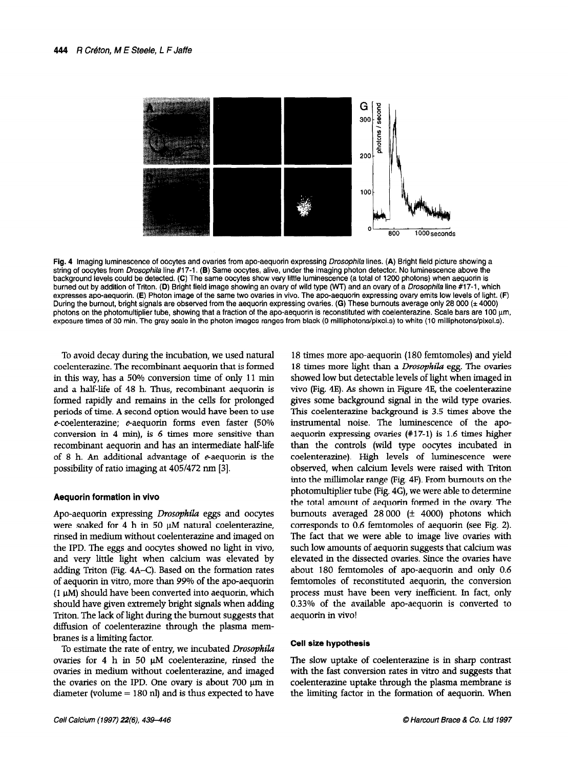Fig. 4 Imaging luminescence of oocytes and ovaries from apo-aequorin expressing *Drosophila* lines. (**A**) Bright field picture showing a string of oocytes from *Drosophila* line #17-1. (**B**) Same oocytes, alive, under the imaging photon detector. No luminescence above the background levels could be detected. (**C**) The same oocytes show very little luminescence (a total of 1200 photons) when aequorin is burned out by addition of Triton. (**D**) Bright field image showing an ovary of wild type (WT) and an ovary of a *Drosophila* line #17-1, which expresses apo-aequorin. (**E**) Photon image of the same two ovaries in vivo. The apo-aequorin expressing ovary emits low levels of light. (**F**) During the burnout, bright signals are observed from the aequorin expressing ovaries. (**G**) These burnouts average only 28 000 (± 4000) photons on the photomultiplier tube, showing that a fraction of the apo-aequorin is reconstituted with coelenterazine. Scale bars are 100 µm, exposure times of 30 min. The gray scale in the photon images ranges from black (0 milliphotons/pixel.s) to white (10 milliphotons/pixel.s).

To avoid decay during the incubation, we used natural coelenterazine. The recombinant aequorin that is formed in this way, has a 50% conversion time of only 11 min and a half-life of 48 h. Thus, recombinant aequorin is formed rapidly and remains in the cells for prolonged periods of time. A second option would have been to use *e*-coelenterazine; *e*-aequorin forms even faster (50% conversion in 4 min), is 6 times more sensitive than recombinant aequorin and has an intermediate half-life of 8 h. An additional advantage of *e*-aequorin is the possibility of ratio imaging at 405/472 nm [3].

### Aequorin formation in vivo

Apo-aequorin expressing *Drosophila* eggs and oocytes were soaked for 4 h in 50 µM natural coelenterazine, rinsed in medium without coelenterazine and imaged on the IPD. The eggs and oocytes showed no light in vivo, and very little light when calcium was elevated by adding Triton (Fig. 4A–C). Based on the formation rates of aequorin in vitro, more than 99% of the apo-aequorin (1 µM) should have been converted into aequorin, which should have given extremely bright signals when adding Triton. The lack of light during the burnout suggests that diffusion of coelenterazine through the plasma membranes is a limiting factor.

To estimate the rate of entry, we incubated *Drosophila* ovaries for 4 h in 50 µM coelenterazine, rinsed the ovaries in medium without coelenterazine, and imaged the ovaries on the IPD. One ovary is about 700 µm in diameter (volume = 180 nl) and is thus expected to have 18 times more apo-aequorin (180 femtomoles) and yield 18 times more light than a *Drosophila* egg. The ovaries showed low but detectable levels of light when imaged in vivo (Fig. 4E). As shown in Figure 4E, the coelenterazine gives some background signal in the wild type ovaries. This coelenterazine background is 3.5 times above the instrumental noise. The luminescence of the apo-aequorin expressing ovaries (#17-1) is 1.6 times higher than the controls (wild type oocytes incubated in coelenterazine). High levels of luminescence were observed, when calcium levels were raised with Triton into the millimolar range (Fig. 4F). From burnouts on the photomultiplier tube (Fig. 4G), we were able to determine the total amount of aequorin formed in the ovary. The burnouts averaged 28 000 (± 4000) photons which corresponds to 0.6 femtomoles of aequorin (see Fig. 2). The fact that we were able to image live ovaries with such low amounts of aequorin suggests that calcium was elevated in the dissected ovaries. Since the ovaries have about 180 femtomoles of apo-aequorin and only 0.6 femtomoles of reconstituted aequorin, the conversion process must have been very inefficient. In fact, only 0.33% of the available apo-aequorin is converted to aequorin in vivo!

### Cell size hypothesis

The slow uptake of coelenterazine is in sharp contrast with the fast conversion rates in vitro and suggests that coelenterazine uptake through the plasma membrane is the limiting factor in the formation of aequorin. When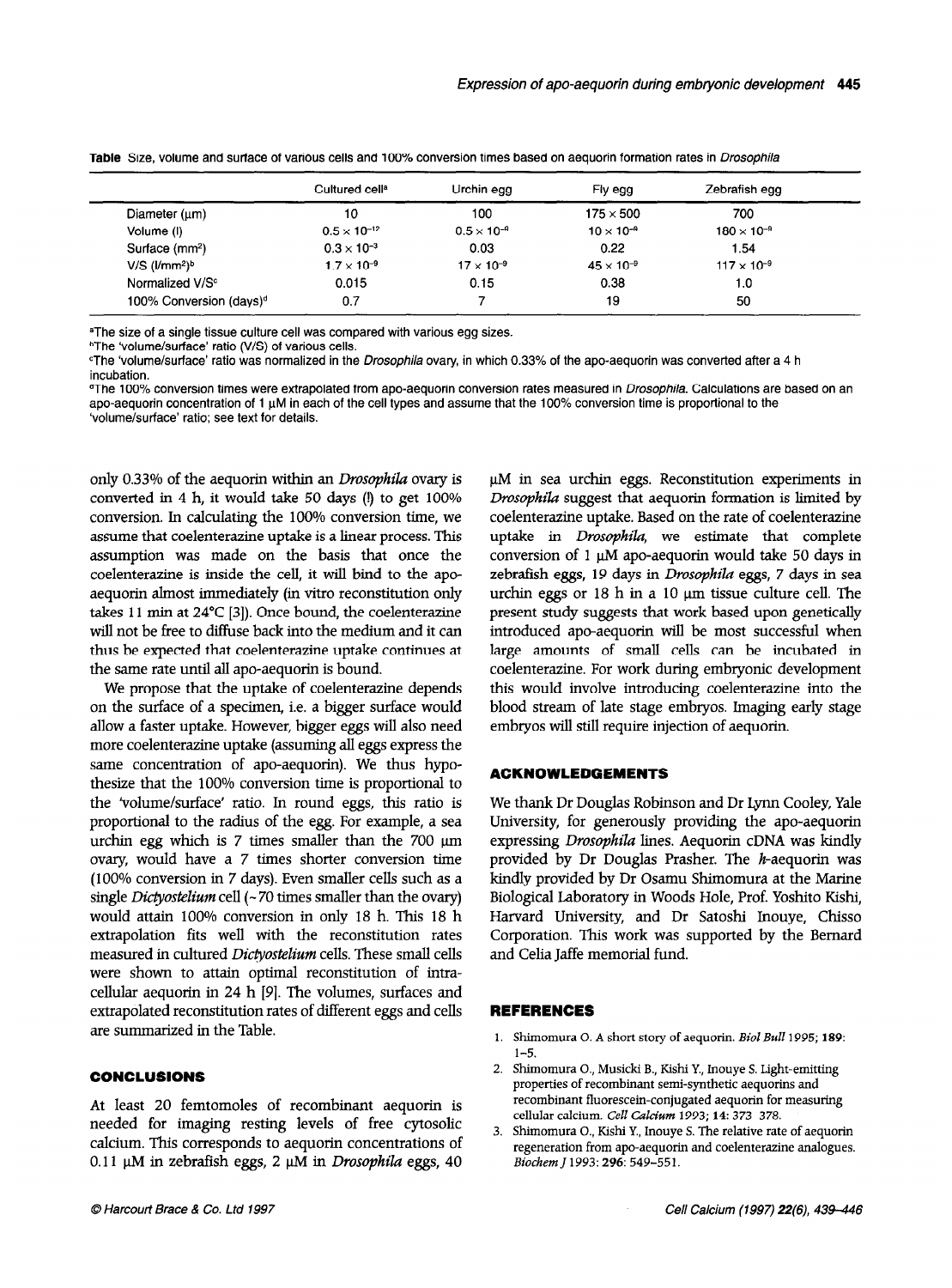**Table** Size, volume and surface of various cells and 100% conversion times based on aequorin formation rates in *Drosophila*

| | Cultured cell[a] | Urchin egg | Fly egg | Zebrafish egg |
|---|---|---|---|---|
| Diameter (μm) | 10 | 100 | 175 × 500 | 700 |
| Volume (l) | $0.5 \times 10^{-12}$ | $0.5 \times 10^{-9}$ | $10 \times 10^{-9}$ | $180 \times 10^{-9}$ |
| Surface ($mm^2$) | $0.3 \times 10^{-3}$ | 0.03 | 0.22 | 1.54 |
| V/S ($l/mm^2$)[b] | $1.7 \times 10^{-9}$ | $17 \times 10^{-9}$ | $45 \times 10^{-9}$ | $117 \times 10^{-9}$ |
| Normalized V/S[c] | 0.015 | 0.15 | 0.38 | 1.0 |
| 100% Conversion (days)[d] | 0.7 | 7 | 19 | 50 |

[a]The size of a single tissue culture cell was compared with various egg sizes.
[b]The 'volume/surface' ratio (V/S) of various cells.
[c]The 'volume/surface' ratio was normalized in the *Drosophila* ovary, in which 0.33% of the apo-aequorin was converted after a 4 h incubation.
[d]The 100% conversion times were extrapolated from apo-aequorin conversion rates measured in *Drosophila*. Calculations are based on an apo-aequorin concentration of 1 μM in each of the cell types and assume that the 100% conversion time is proportional to the 'volume/surface' ratio; see text for details.

only 0.33% of the aequorin within an *Drosophila* ovary is converted in 4 h, it would take 50 days (!) to get 100% conversion. In calculating the 100% conversion time, we assume that coelenterazine uptake is a linear process. This assumption was made on the basis that once the coelenterazine is inside the cell, it will bind to the apo-aequorin almost immediately (in vitro reconstitution only takes 11 min at 24°C [3]). Once bound, the coelenterazine will not be free to diffuse back into the medium and it can thus be expected that coelenterazine uptake continues at the same rate until all apo-aequorin is bound.

We propose that the uptake of coelenterazine depends on the surface of a specimen, i.e. a bigger surface would allow a faster uptake. However, bigger eggs will also need more coelenterazine uptake (assuming all eggs express the same concentration of apo-aequorin). We thus hypothesize that the 100% conversion time is proportional to the 'volume/surface' ratio. In round eggs, this ratio is proportional to the radius of the egg. For example, a sea urchin egg which is 7 times smaller than the 700 μm ovary, would have a 7 times shorter conversion time (100% conversion in 7 days). Even smaller cells such as a single *Dictyostelium* cell (~70 times smaller than the ovary) would attain 100% conversion in only 18 h. This 18 h extrapolation fits well with the reconstitution rates measured in cultured *Dictyostelium* cells. These small cells were shown to attain optimal reconstitution of intracellular aequorin in 24 h [9]. The volumes, surfaces and extrapolated reconstitution rates of different eggs and cells are summarized in the Table.

## CONCLUSIONS

At least 20 femtomoles of recombinant aequorin is needed for imaging resting levels of free cytosolic calcium. This corresponds to aequorin concentrations of 0.11 μM in zebrafish eggs, 2 μM in *Drosophila* eggs, 40 μM in sea urchin eggs. Reconstitution experiments in *Drosophila* suggest that aequorin formation is limited by coelenterazine uptake. Based on the rate of coelenterazine uptake in *Drosophila*, we estimate that complete conversion of 1 μM apo-aequorin would take 50 days in zebrafish eggs, 19 days in *Drosophila* eggs, 7 days in sea urchin eggs or 18 h in a 10 μm tissue culture cell. The present study suggests that work based upon genetically introduced apo-aequorin will be most successful when large amounts of small cells can be incubated in coelenterazine. For work during embryonic development this would involve introducing coelenterazine into the blood stream of late stage embryos. Imaging early stage embryos will still require injection of aequorin.

## ACKNOWLEDGEMENTS

We thank Dr Douglas Robinson and Dr Lynn Cooley, Yale University, for generously providing the apo-aequorin expressing *Drosophila* lines. Aequorin cDNA was kindly provided by Dr Douglas Prasher. The *h*-aequorin was kindly provided by Dr Osamu Shimomura at the Marine Biological Laboratory in Woods Hole, Prof. Yoshito Kishi, Harvard University, and Dr Satoshi Inouye, Chisso Corporation. This work was supported by the Bernard and Celia Jaffe memorial fund.

## REFERENCES

1. Shimomura O. A short story of aequorin. *Biol Bull* 1995; **189**: 1–5.
2. Shimomura O., Musicki B., Kishi Y., Inouye S. Light-emitting properties of recombinant semi-synthetic aequorins and recombinant fluorescein-conjugated aequorin for measuring cellular calcium. *Cell Calcium* 1993; **14**: 373 378.
3. Shimomura O., Kishi Y., Inouye S. The relative rate of aequorin regeneration from apo-aequorin and coelenterazine analogues. *Biochem J* 1993: **296**: 549–551.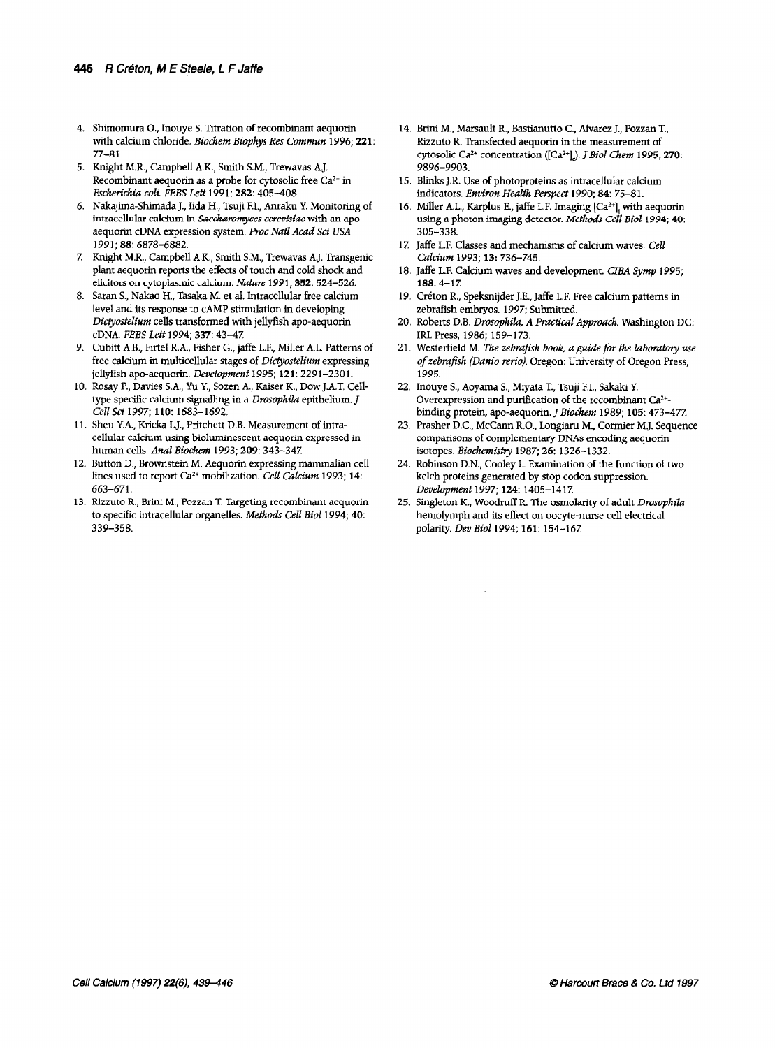4. Shimomura O., Inouye S. Titration of recombinant aequorin with calcium chloride. *Biochem Biophys Res Commun* 1996; **221**: 77–81.
5. Knight M.R., Campbell A.K., Smith S.M., Trewavas A.J. Recombinant aequorin as a probe for cytosolic free $Ca^{2+}$ in *Escherichia coli*. *FEBS Lett* 1991; **282**: 405–408.
6. Nakajima-Shimada J., Iida H., Tsuji F.I., Anraku Y. Monitoring of intracellular calcium in *Saccharomyces cerevisiae* with an apo-aequorin cDNA expression system. *Proc Natl Acad Sci USA* 1991; **88**: 6878–6882.
7. Knight M.R., Campbell A.K., Smith S.M., Trewavas A.J. Transgenic plant aequorin reports the effects of touch and cold shock and elicitors on cytoplasmic calcium. *Nature* 1991; **352**: 524–526.
8. Saran S., Nakao H., Tasaka M. et al. Intracellular free calcium level and its response to cAMP stimulation in developing *Dictyostelium* cells transformed with jellyfish apo-aequorin cDNA. *FEBS Lett* 1994; **337**: 43–47.
9. Cubitt A.B., Firtel R.A., Fisher G., Jaffe L.F., Miller A.L. Patterns of free calcium in multicellular stages of *Dictyostelium* expressing jellyfish apo-aequorin. *Development* 1995; **121**: 2291–2301.
10. Rosay P., Davies S.A., Yu Y., Sozen A., Kaiser K., Dow J.A.T. Cell-type specific calcium signalling in a *Drosophila* epithelium. *J Cell Sci* 1997; **110**: 1683–1692.
11. Sheu Y.A., Kricka L.J., Pritchett D.B. Measurement of intra-cellular calcium using bioluminescent aequorin expressed in human cells. *Anal Biochem* 1993; **209**: 343–347.
12. Button D., Brownstein M. Aequorin expressing mammalian cell lines used to report $Ca^{2+}$ mobilization. *Cell Calcium* 1993; **14**: 663–671.
13. Rizzuto R., Brini M., Pozzan T. Targeting recombinant aequorin to specific intracellular organelles. *Methods Cell Biol* 1994; **40**: 339–358.
14. Brini M., Marsault R., Bastianutto C., Alvarez J., Pozzan T., Rizzuto R. Transfected aequorin in the measurement of cytosolic $Ca^{2+}$ concentration ($[Ca^{2+}]_c$). *J Biol Chem* 1995; **270**: 9896–9903.
15. Blinks J.R. Use of photoproteins as intracellular calcium indicators. *Environ Health Perspect* 1990; **84**: 75–81.
16. Miller A.L., Karplus E., Jaffe L.F. Imaging $[Ca^{2+}]_i$ with aequorin using a photon imaging detector. *Methods Cell Biol* 1994; **40**: 305–338.
17. Jaffe L.F. Classes and mechanisms of calcium waves. *Cell Calcium* 1993; **13**: 736–745.
18. Jaffe L.F. Calcium waves and development. *CIBA Symp* 1995; **188**: 4–17.
19. Créton R., Speksnijder J.E., Jaffe L.F. Free calcium patterns in zebrafish embryos. 1997; Submitted.
20. Roberts D.B. *Drosophila, A Practical Approach*. Washington DC: IRL Press, 1986; 159–173.
21. Westerfield M. *The zebrafish book, a guide for the laboratory use of zebrafish (Danio rerio)*. Oregon: University of Oregon Press, 1995.
22. Inouye S., Aoyama S., Miyata T., Tsuji F.I., Sakaki Y. Overexpression and purification of the recombinant $Ca^{2+}$-binding protein, apo-aequorin. *J Biochem* 1989; **105**: 473–477.
23. Prasher D.C., McCann R.O., Longiaru M., Cormier M.J. Sequence comparisons of complementary DNAs encoding aequorin isotopes. *Biochemistry* 1987; **26**: 1326–1332.
24. Robinson D.N., Cooley L. Examination of the function of two kelch proteins generated by stop codon suppression. *Development* 1997; **124**: 1405–1417.
25. Singleton K., Woodruff R. The osmolarity of adult *Drosophila* hemolymph and its effect on oocyte-nurse cell electrical polarity. *Dev Biol* 1994; **161**: 154–167.